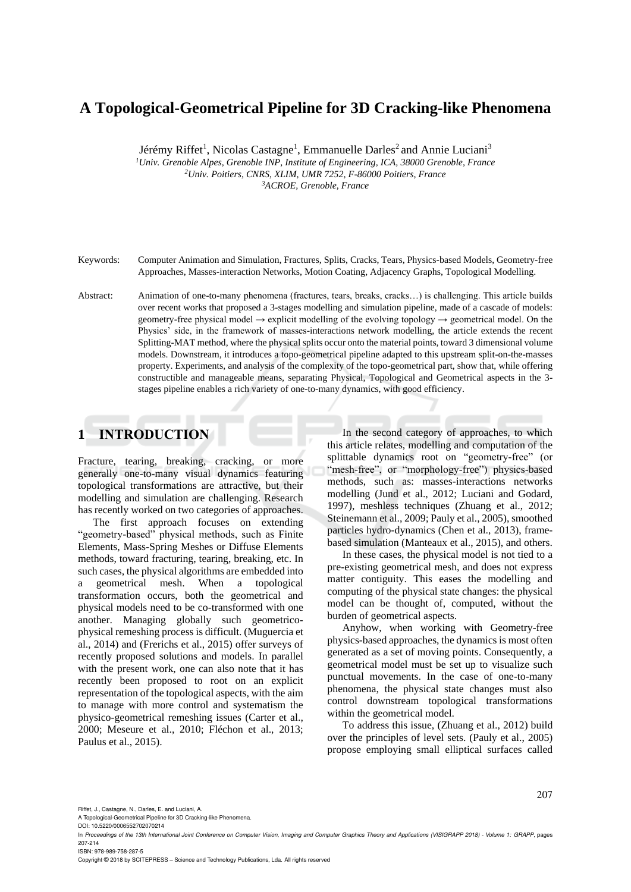# A Topological-Geometrical Pipeline for 3D Cracking-like Phenomena

Jérémy Riffet[1], Nicolas Castagne[1], Emmanuelle Darles[2] and Annie Luciani[3]

[1]*Univ. Grenoble Alpes, Grenoble INP, Institute of Engineering, ICA, 38000 Grenoble, France*
[2]*Univ. Poitiers, CNRS, XLIM, UMR 7252, F-86000 Poitiers, France*
[3]*ACROE, Grenoble, France*

Keywords: Computer Animation and Simulation, Fractures, Splits, Cracks, Tears, Physics-based Models, Geometry-free Approaches, Masses-interaction Networks, Motion Coating, Adjacency Graphs, Topological Modelling.

Abstract: Animation of one-to-many phenomena (fractures, tears, breaks, cracks…) is challenging. This article builds over recent works that proposed a 3-stages modelling and simulation pipeline, made of a cascade of models: geometry-free physical model → explicit modelling of the evolving topology → geometrical model. On the Physics' side, in the framework of masses-interactions network modelling, the article extends the recent Splitting-MAT method, where the physical splits occur onto the material points, toward 3 dimensional volume models. Downstream, it introduces a topo-geometrical pipeline adapted to this upstream split-on-the-masses property. Experiments, and analysis of the complexity of the topo-geometrical part, show that, while offering constructible and manageable means, separating Physical, Topological and Geometrical aspects in the 3-stages pipeline enables a rich variety of one-to-many dynamics, with good efficiency.

## 1 INTRODUCTION

Fracture, tearing, breaking, cracking, or more generally one-to-many visual dynamics featuring topological transformations are attractive, but their modelling and simulation are challenging. Research has recently worked on two categories of approaches.

The first approach focuses on extending "geometry-based" physical methods, such as Finite Elements, Mass-Spring Meshes or Diffuse Elements methods, toward fracturing, tearing, breaking, etc. In such cases, the physical algorithms are embedded into a geometrical mesh. When a topological transformation occurs, both the geometrical and physical models need to be co-transformed with one another. Managing globally such geometrico-physical remeshing process is difficult. (Muguercia et al., 2014) and (Frerichs et al., 2015) offer surveys of recently proposed solutions and models. In parallel with the present work, one can also note that it has recently been proposed to root on an explicit representation of the topological aspects, with the aim to manage with more control and systematism the physico-geometrical remeshing issues (Carter et al., 2000; Meseure et al., 2010; Fléchon et al., 2013; Paulus et al., 2015).

In the second category of approaches, to which this article relates, modelling and computation of the splittable dynamics root on "geometry-free" (or "mesh-free", or "morphology-free") physics-based methods, such as: masses-interactions networks modelling (Jund et al., 2012; Luciani and Godard, 1997), meshless techniques (Zhuang et al., 2012; Steinemann et al., 2009; Pauly et al., 2005), smoothed particles hydro-dynamics (Chen et al., 2013), frame-based simulation (Manteaux et al., 2015), and others.

In these cases, the physical model is not tied to a pre-existing geometrical mesh, and does not express matter contiguity. This eases the modelling and computing of the physical state changes: the physical model can be thought of, computed, without the burden of geometrical aspects.

Anyhow, when working with Geometry-free physics-based approaches, the dynamics is most often generated as a set of moving points. Consequently, a geometrical model must be set up to visualize such punctual movements. In the case of one-to-many phenomena, the physical state changes must also control downstream topological transformations within the geometrical model.

To address this issue, (Zhuang et al., 2012) build over the principles of level sets. (Pauly et al., 2005) propose employing small elliptical surfaces called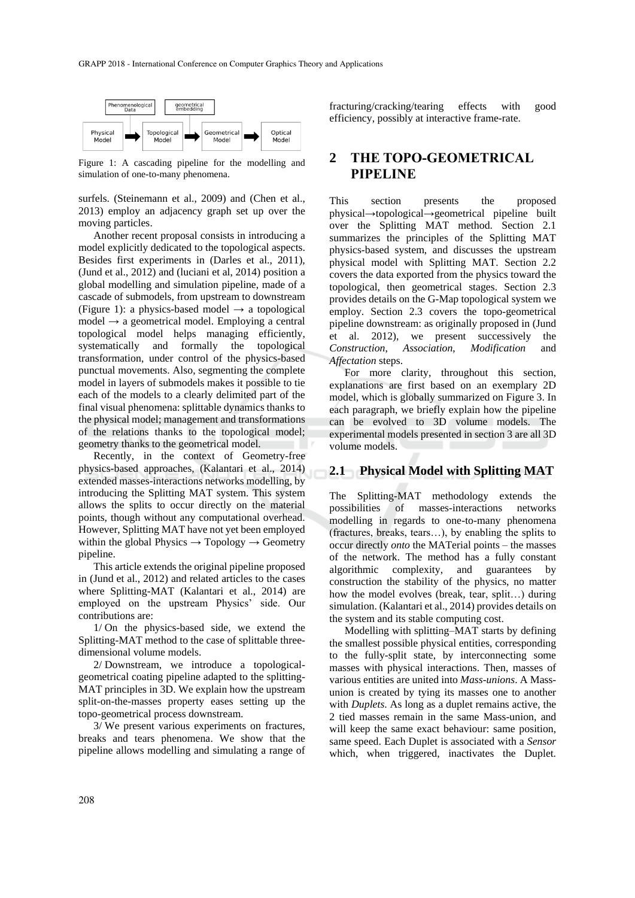Figure 1: A cascading pipeline for the modelling and simulation of one-to-many phenomena.

surfels. (Steinemann et al., 2009) and (Chen et al., 2013) employ an adjacency graph set up over the moving particles.

Another recent proposal consists in introducing a model explicitly dedicated to the topological aspects. Besides first experiments in (Darles et al., 2011), (Jund et al., 2012) and (luciani et al, 2014) position a global modelling and simulation pipeline, made of a cascade of submodels, from upstream to downstream (Figure 1): a physics-based model → a topological model → a geometrical model. Employing a central topological model helps managing efficiently, systematically and formally the topological transformation, under control of the physics-based punctual movements. Also, segmenting the complete model in layers of submodels makes it possible to tie each of the models to a clearly delimited part of the final visual phenomena: splittable dynamics thanks to the physical model; management and transformations of the relations thanks to the topological model; geometry thanks to the geometrical model.

Recently, in the context of Geometry-free physics-based approaches, (Kalantari et al., 2014) extended masses-interactions networks modelling, by introducing the Splitting MAT system. This system allows the splits to occur directly on the material points, though without any computational overhead. However, Splitting MAT have not yet been employed within the global Physics → Topology → Geometry pipeline.

This article extends the original pipeline proposed in (Jund et al., 2012) and related articles to the cases where Splitting-MAT (Kalantari et al., 2014) are employed on the upstream Physics' side. Our contributions are:

1/ On the physics-based side, we extend the Splitting-MAT method to the case of splittable three-dimensional volume models.

2/ Downstream, we introduce a topological-geometrical coating pipeline adapted to the splitting-MAT principles in 3D. We explain how the upstream split-on-the-masses property eases setting up the topo-geometrical process downstream.

3/ We present various experiments on fractures, breaks and tears phenomena. We show that the pipeline allows modelling and simulating a range of fracturing/cracking/tearing effects with good efficiency, possibly at interactive frame-rate.

# 2 THE TOPO-GEOMETRICAL PIPELINE

This section presents the proposed physical→topological→geometrical pipeline built over the Splitting MAT method. Section 2.1 summarizes the principles of the Splitting MAT physics-based system, and discusses the upstream physical model with Splitting MAT. Section 2.2 covers the data exported from the physics toward the topological, then geometrical stages. Section 2.3 provides details on the G-Map topological system we employ. Section 2.3 covers the topo-geometrical pipeline downstream: as originally proposed in (Jund et al. 2012), we present successively the *Construction*, *Association*, *Modification* and *Affectation* steps.

For more clarity, throughout this section, explanations are first based on an exemplary 2D model, which is globally summarized on Figure 3. In each paragraph, we briefly explain how the pipeline can be evolved to 3D volume models. The experimental models presented in section 3 are all 3D volume models.

## 2.1 Physical Model with Splitting MAT

The Splitting-MAT methodology extends the possibilities of masses-interactions networks modelling in regards to one-to-many phenomena (fractures, breaks, tears…), by enabling the splits to occur directly *onto* the MATerial points – the masses of the network. The method has a fully constant algorithmic complexity, and guarantees by construction the stability of the physics, no matter how the model evolves (break, tear, split…) during simulation. (Kalantari et al., 2014) provides details on the system and its stable computing cost.

Modelling with splitting–MAT starts by defining the smallest possible physical entities, corresponding to the fully-split state, by interconnecting some masses with physical interactions. Then, masses of various entities are united into *Mass-unions*. A Mass-union is created by tying its masses one to another with *Duplets*. As long as a duplet remains active, the 2 tied masses remain in the same Mass-union, and will keep the same exact behaviour: same position, same speed. Each Duplet is associated with a *Sensor* which, when triggered, inactivates the Duplet.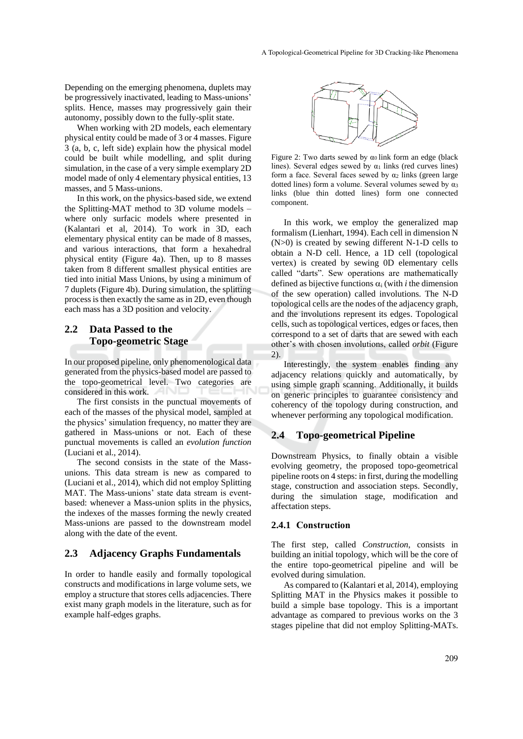Depending on the emerging phenomena, duplets may be progressively inactivated, leading to Mass-unions' splits. Hence, masses may progressively gain their autonomy, possibly down to the fully-split state.

When working with 2D models, each elementary physical entity could be made of 3 or 4 masses. Figure 3 (a, b, c, left side) explain how the physical model could be built while modelling, and split during simulation, in the case of a very simple exemplary 2D model made of only 4 elementary physical entities, 13 masses, and 5 Mass-unions.

In this work, on the physics-based side, we extend the Splitting-MAT method to 3D volume models – where only surfacic models where presented in (Kalantari et al, 2014). To work in 3D, each elementary physical entity can be made of 8 masses, and various interactions, that form a hexahedral physical entity (Figure 4a). Then, up to 8 masses taken from 8 different smallest physical entities are tied into initial Mass Unions, by using a minimum of 7 duplets (Figure 4b). During simulation, the splitting process is then exactly the same as in 2D, even though each mass has a 3D position and velocity.

## 2.2 Data Passed to the Topo-geometric Stage

In our proposed pipeline, only phenomenological data generated from the physics-based model are passed to the topo-geometrical level. Two categories are considered in this work.

The first consists in the punctual movements of each of the masses of the physical model, sampled at the physics' simulation frequency, no matter they are gathered in Mass-unions or not. Each of these punctual movements is called an *evolution function* (Luciani et al., 2014).

The second consists in the state of the Mass-unions. This data stream is new as compared to (Luciani et al., 2014), which did not employ Splitting MAT. The Mass-unions' state data stream is event-based: whenever a Mass-union splits in the physics, the indexes of the masses forming the newly created Mass-unions are passed to the downstream model along with the date of the event.

## 2.3 Adjacency Graphs Fundamentals

In order to handle easily and formally topological constructs and modifications in large volume sets, we employ a structure that stores cells adjacencies. There exist many graph models in the literature, such as for example half-edges graphs.

Figure 2: Two darts sewed by $\alpha_0$ link form an edge (black lines). Several edges sewed by $\alpha_1$ links (red curves lines) form a face. Several faces sewed by $\alpha_2$ links (green large dotted lines) form a volume. Several volumes sewed by $\alpha_3$ links (blue thin dotted lines) form one connected component.

In this work, we employ the generalized map formalism (Lienhart, 1994). Each cell in dimension N (N>0) is created by sewing different N-1-D cells to obtain a N-D cell. Hence, a 1D cell (topological vertex) is created by sewing 0D elementary cells called "darts". Sew operations are mathematically defined as bijective functions $\alpha_i$ (with *i* the dimension of the sew operation) called involutions. The N-D topological cells are the nodes of the adjacency graph, and the involutions represent its edges. Topological cells, such as topological vertices, edges or faces, then correspond to a set of darts that are sewed with each other's with chosen involutions, called *orbit* (Figure 2).

Interestingly, the system enables finding any adjacency relations quickly and automatically, by using simple graph scanning. Additionally, it builds on generic principles to guarantee consistency and coherency of the topology during construction, and whenever performing any topological modification.

## 2.4 Topo-geometrical Pipeline

Downstream Physics, to finally obtain a visible evolving geometry, the proposed topo-geometrical pipeline roots on 4 steps: in first, during the modelling stage, construction and association steps. Secondly, during the simulation stage, modification and affectation steps.

### 2.4.1 Construction

The first step, called *Construction*, consists in building an initial topology, which will be the core of the entire topo-geometrical pipeline and will be evolved during simulation.

As compared to (Kalantari et al, 2014), employing Splitting MAT in the Physics makes it possible to build a simple base topology. This is a important advantage as compared to previous works on the 3 stages pipeline that did not employ Splitting-MATs.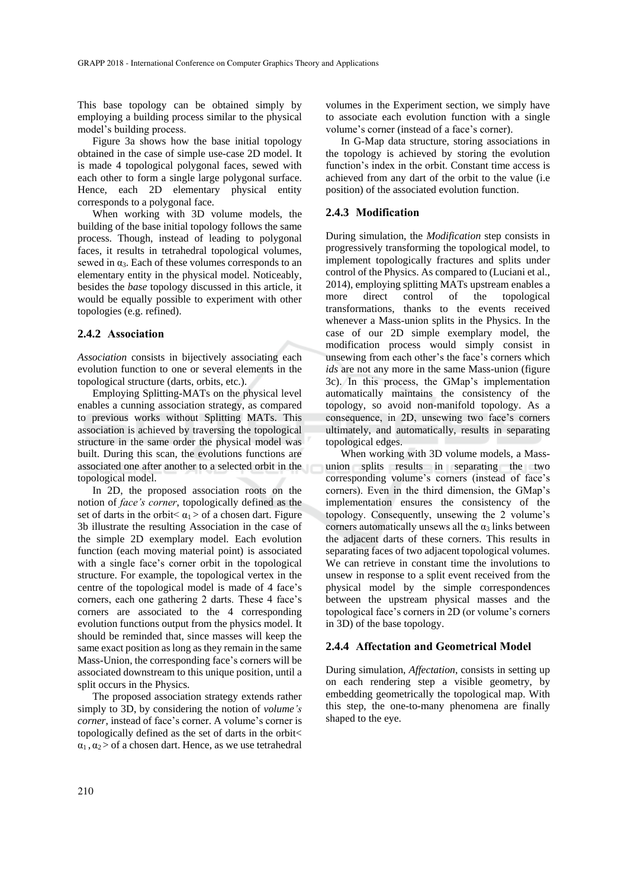This base topology can be obtained simply by employing a building process similar to the physical model's building process.

Figure 3a shows how the base initial topology obtained in the case of simple use-case 2D model. It is made 4 topological polygonal faces, sewed with each other to form a single large polygonal surface. Hence, each 2D elementary physical entity corresponds to a polygonal face.

When working with 3D volume models, the building of the base initial topology follows the same process. Though, instead of leading to polygonal faces, it results in tetrahedral topological volumes, sewed in $\alpha_3$. Each of these volumes corresponds to an elementary entity in the physical model. Noticeably, besides the *base* topology discussed in this article, it would be equally possible to experiment with other topologies (e.g. refined).

### 2.4.2 Association

*Association* consists in bijectively associating each evolution function to one or several elements in the topological structure (darts, orbits, etc.).

Employing Splitting-MATs on the physical level enables a cunning association strategy, as compared to previous works without Splitting MATs. This association is achieved by traversing the topological structure in the same order the physical model was built. During this scan, the evolutions functions are associated one after another to a selected orbit in the topological model.

In 2D, the proposed association roots on the notion of *face's corner*, topologically defined as the set of darts in the orbit$< \alpha_1 >$ of a chosen dart. Figure 3b illustrate the resulting Association in the case of the simple 2D exemplary model. Each evolution function (each moving material point) is associated with a single face's corner orbit in the topological structure. For example, the topological vertex in the centre of the topological model is made of 4 face's corners, each one gathering 2 darts. These 4 face's corners are associated to the 4 corresponding evolution functions output from the physics model. It should be reminded that, since masses will keep the same exact position as long as they remain in the same Mass-Union, the corresponding face's corners will be associated downstream to this unique position, until a split occurs in the Physics.

The proposed association strategy extends rather simply to 3D, by considering the notion of *volume's corner*, instead of face's corner. A volume's corner is topologically defined as the set of darts in the orbit$< \alpha_1, \alpha_2 >$ of a chosen dart. Hence, as we use tetrahedral volumes in the Experiment section, we simply have to associate each evolution function with a single volume's corner (instead of a face's corner).

In G-Map data structure, storing associations in the topology is achieved by storing the evolution function's index in the orbit. Constant time access is achieved from any dart of the orbit to the value (i.e position) of the associated evolution function.

### 2.4.3 Modification

During simulation, the *Modification* step consists in progressively transforming the topological model, to implement topologically fractures and splits under control of the Physics. As compared to (Luciani et al., 2014), employing splitting MATs upstream enables a more direct control of the topological transformations, thanks to the events received whenever a Mass-union splits in the Physics. In the case of our 2D simple exemplary model, the modification process would simply consist in unsewing from each other's the face's corners which *ids* are not any more in the same Mass-union (figure 3c). In this process, the GMap's implementation automatically maintains the consistency of the topology, so avoid non-manifold topology. As a consequence, in 2D, unsewing two face's corners ultimately, and automatically, results in separating topological edges.

When working with 3D volume models, a Mass-union splits results in separating the two corresponding volume's corners (instead of face's corners). Even in the third dimension, the GMap's implementation ensures the consistency of the topology. Consequently, unsewing the 2 volume's corners automatically unsews all the $\alpha_3$ links between the adjacent darts of these corners. This results in separating faces of two adjacent topological volumes. We can retrieve in constant time the involutions to unsew in response to a split event received from the physical model by the simple correspondences between the upstream physical masses and the topological face's corners in 2D (or volume's corners in 3D) of the base topology.

### 2.4.4 Affectation and Geometrical Model

During simulation, *Affectation*, consists in setting up on each rendering step a visible geometry, by embedding geometrically the topological map. With this step, the one-to-many phenomena are finally shaped to the eye.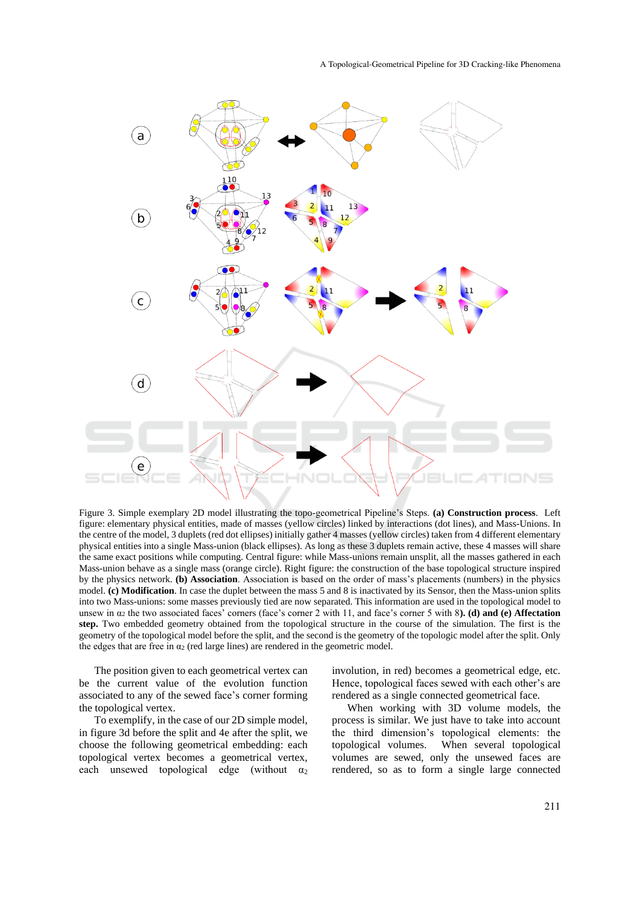Figure 3. Simple exemplary 2D model illustrating the topo-geometrical Pipeline's Steps. **(a) Construction process**. Left figure: elementary physical entities, made of masses (yellow circles) linked by interactions (dot lines), and Mass-Unions. In the centre of the model, 3 duplets (red dot ellipses) initially gather 4 masses (yellow circles) taken from 4 different elementary physical entities into a single Mass-union (black ellipses). As long as these 3 duplets remain active, these 4 masses will share the same exact positions while computing. Central figure: while Mass-unions remain unsplit, all the masses gathered in each Mass-union behave as a single mass (orange circle). Right figure: the construction of the base topological structure inspired by the physics network. **(b) Association**. Association is based on the order of mass's placements (numbers) in the physics model. **(c) Modification**. In case the duplet between the mass 5 and 8 is inactivated by its Sensor, then the Mass-union splits into two Mass-unions: some masses previously tied are now separated. This information are used in the topological model to unsew in $\alpha_2$ the two associated faces' corners (face's corner 2 with 11, and face's corner 5 with 8**). (d) and (e) Affectation step.** Two embedded geometry obtained from the topological structure in the course of the simulation. The first is the geometry of the topological model before the split, and the second is the geometry of the topologic model after the split. Only the edges that are free in $\alpha_2$ (red large lines) are rendered in the geometric model.

The position given to each geometrical vertex can be the current value of the evolution function associated to any of the sewed face's corner forming the topological vertex.

To exemplify, in the case of our 2D simple model, in figure 3d before the split and 4e after the split, we choose the following geometrical embedding: each topological vertex becomes a geometrical vertex, each unsewed topological edge (without $\alpha_2$ involution, in red) becomes a geometrical edge, etc. Hence, topological faces sewed with each other's are rendered as a single connected geometrical face.

When working with 3D volume models, the process is similar. We just have to take into account the third dimension's topological elements: the topological volumes. When several topological volumes are sewed, only the unsewed faces are rendered, so as to form a single large connected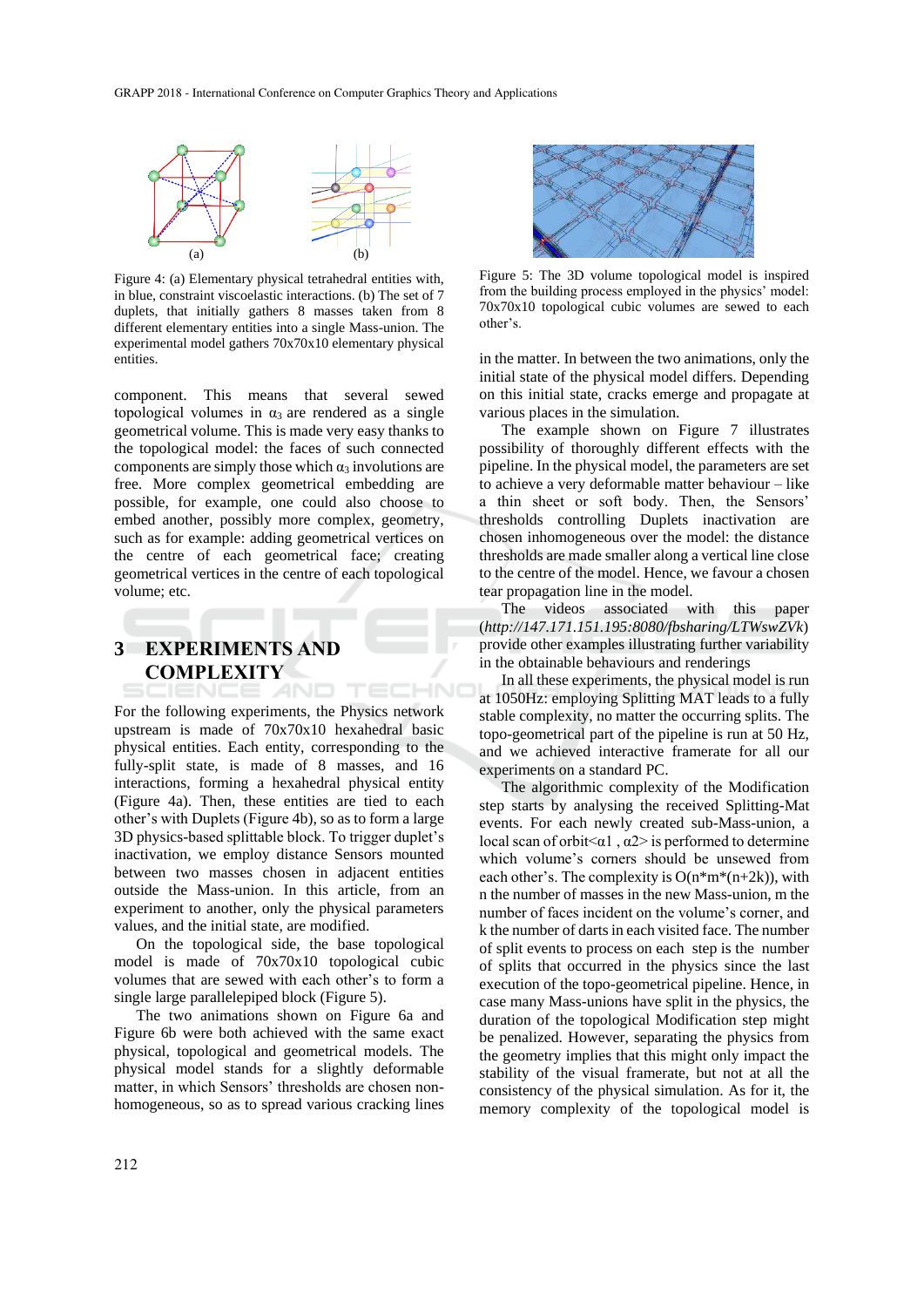Figure 4: (a) Elementary physical tetrahedral entities with, in blue, constraint viscoelastic interactions. (b) The set of 7 duplets, that initially gathers 8 masses taken from 8 different elementary entities into a single Mass-union. The experimental model gathers 70x70x10 elementary physical entities.

Figure 5: The 3D volume topological model is inspired from the building process employed in the physics' model: 70x70x10 topological cubic volumes are sewed to each other's.

component. This means that several sewed topological volumes in $\alpha_3$ are rendered as a single geometrical volume. This is made very easy thanks to the topological model: the faces of such connected components are simply those which $\alpha_3$ involutions are free. More complex geometrical embedding are possible, for example, one could also choose to embed another, possibly more complex, geometry, such as for example: adding geometrical vertices on the centre of each geometrical face; creating geometrical vertices in the centre of each topological volume; etc.

## 3 EXPERIMENTS AND COMPLEXITY

For the following experiments, the Physics network upstream is made of 70x70x10 hexahedral basic physical entities. Each entity, corresponding to the fully-split state, is made of 8 masses, and 16 interactions, forming a hexahedral physical entity (Figure 4a). Then, these entities are tied to each other's with Duplets (Figure 4b), so as to form a large 3D physics-based splittable block. To trigger duplet's inactivation, we employ distance Sensors mounted between two masses chosen in adjacent entities outside the Mass-union. In this article, from an experiment to another, only the physical parameters values, and the initial state, are modified.

On the topological side, the base topological model is made of 70x70x10 topological cubic volumes that are sewed with each other's to form a single large parallelepiped block (Figure 5).

The two animations shown on Figure 6a and Figure 6b were both achieved with the same exact physical, topological and geometrical models. The physical model stands for a slightly deformable matter, in which Sensors' thresholds are chosen non-homogeneous, so as to spread various cracking lines in the matter. In between the two animations, only the initial state of the physical model differs. Depending on this initial state, cracks emerge and propagate at various places in the simulation.

The example shown on Figure 7 illustrates possibility of thoroughly different effects with the pipeline. In the physical model, the parameters are set to achieve a very deformable matter behaviour – like a thin sheet or soft body. Then, the Sensors' thresholds controlling Duplets inactivation are chosen inhomogeneous over the model: the distance thresholds are made smaller along a vertical line close to the centre of the model. Hence, we favour a chosen tear propagation line in the model.

The videos associated with this paper (*http://147.171.151.195:8080/fbsharing/LTWswZVk*) provide other examples illustrating further variability in the obtainable behaviours and renderings

In all these experiments, the physical model is run at 1050Hz: employing Splitting MAT leads to a fully stable complexity, no matter the occurring splits. The topo-geometrical part of the pipeline is run at 50 Hz, and we achieved interactive framerate for all our experiments on a standard PC.

The algorithmic complexity of the Modification step starts by analysing the received Splitting-Mat events. For each newly created sub-Mass-union, a local scan of orbit<$\alpha$1 , $\alpha$2> is performed to determine which volume's corners should be unsewed from each other's. The complexity is O(n*m*(n+2k)), with n the number of masses in the new Mass-union, m the number of faces incident on the volume's corner, and k the number of darts in each visited face. The number of split events to process on each step is the number of splits that occurred in the physics since the last execution of the topo-geometrical pipeline. Hence, in case many Mass-unions have split in the physics, the duration of the topological Modification step might be penalized. However, separating the physics from the geometry implies that this might only impact the stability of the visual framerate, but not at all the consistency of the physical simulation. As for it, the memory complexity of the topological model is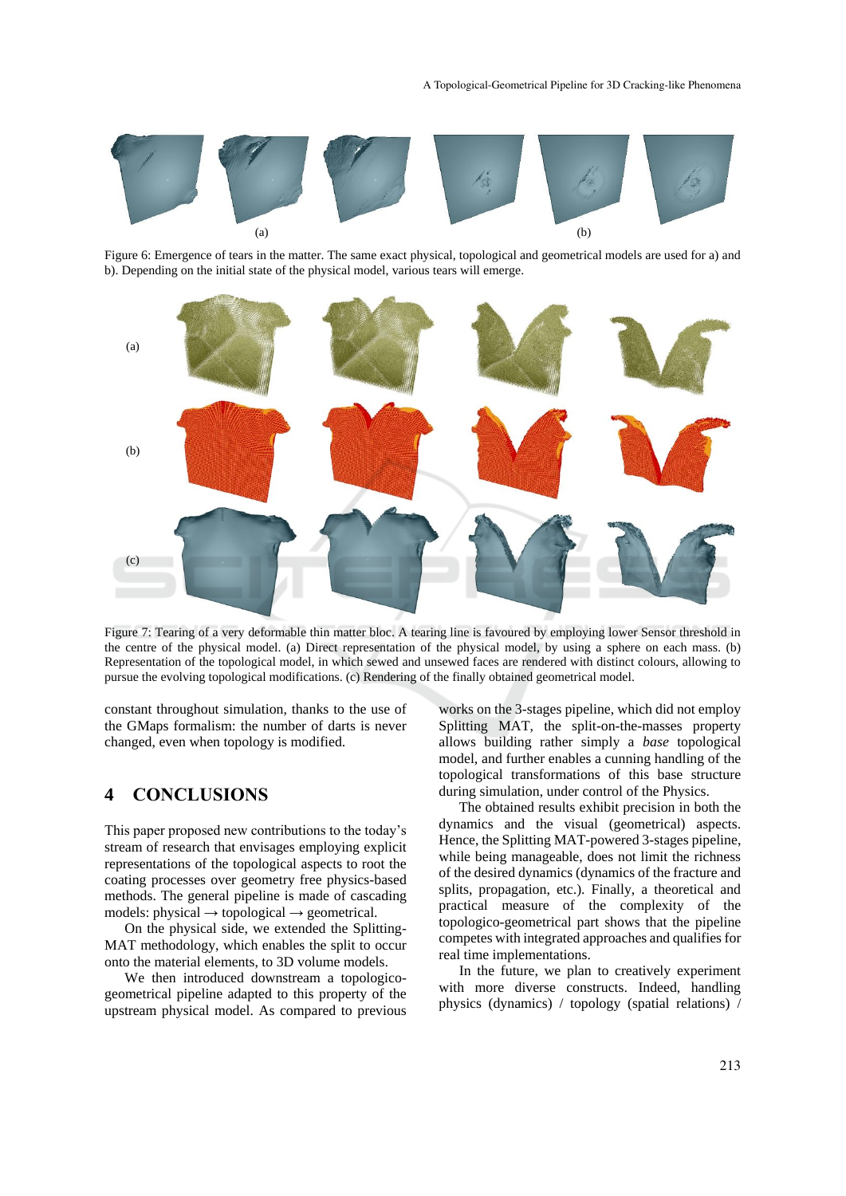Figure 6: Emergence of tears in the matter. The same exact physical, topological and geometrical models are used for a) and b). Depending on the initial state of the physical model, various tears will emerge.

Figure 7: Tearing of a very deformable thin matter bloc. A tearing line is favoured by employing lower Sensor threshold in the centre of the physical model. (a) Direct representation of the physical model, by using a sphere on each mass. (b) Representation of the topological model, in which sewed and unsewed faces are rendered with distinct colours, allowing to pursue the evolving topological modifications. (c) Rendering of the finally obtained geometrical model.

constant throughout simulation, thanks to the use of the GMaps formalism: the number of darts is never changed, even when topology is modified.

## 4 CONCLUSIONS

This paper proposed new contributions to the today's stream of research that envisages employing explicit representations of the topological aspects to root the coating processes over geometry free physics-based methods. The general pipeline is made of cascading models: physical → topological → geometrical.

On the physical side, we extended the Splitting-MAT methodology, which enables the split to occur onto the material elements, to 3D volume models.

We then introduced downstream a topologico-geometrical pipeline adapted to this property of the upstream physical model. As compared to previous works on the 3-stages pipeline, which did not employ Splitting MAT, the split-on-the-masses property allows building rather simply a *base* topological model, and further enables a cunning handling of the topological transformations of this base structure during simulation, under control of the Physics.

The obtained results exhibit precision in both the dynamics and the visual (geometrical) aspects. Hence, the Splitting MAT-powered 3-stages pipeline, while being manageable, does not limit the richness of the desired dynamics (dynamics of the fracture and splits, propagation, etc.). Finally, a theoretical and practical measure of the complexity of the topologico-geometrical part shows that the pipeline competes with integrated approaches and qualifies for real time implementations.

In the future, we plan to creatively experiment with more diverse constructs. Indeed, handling physics (dynamics) / topology (spatial relations) /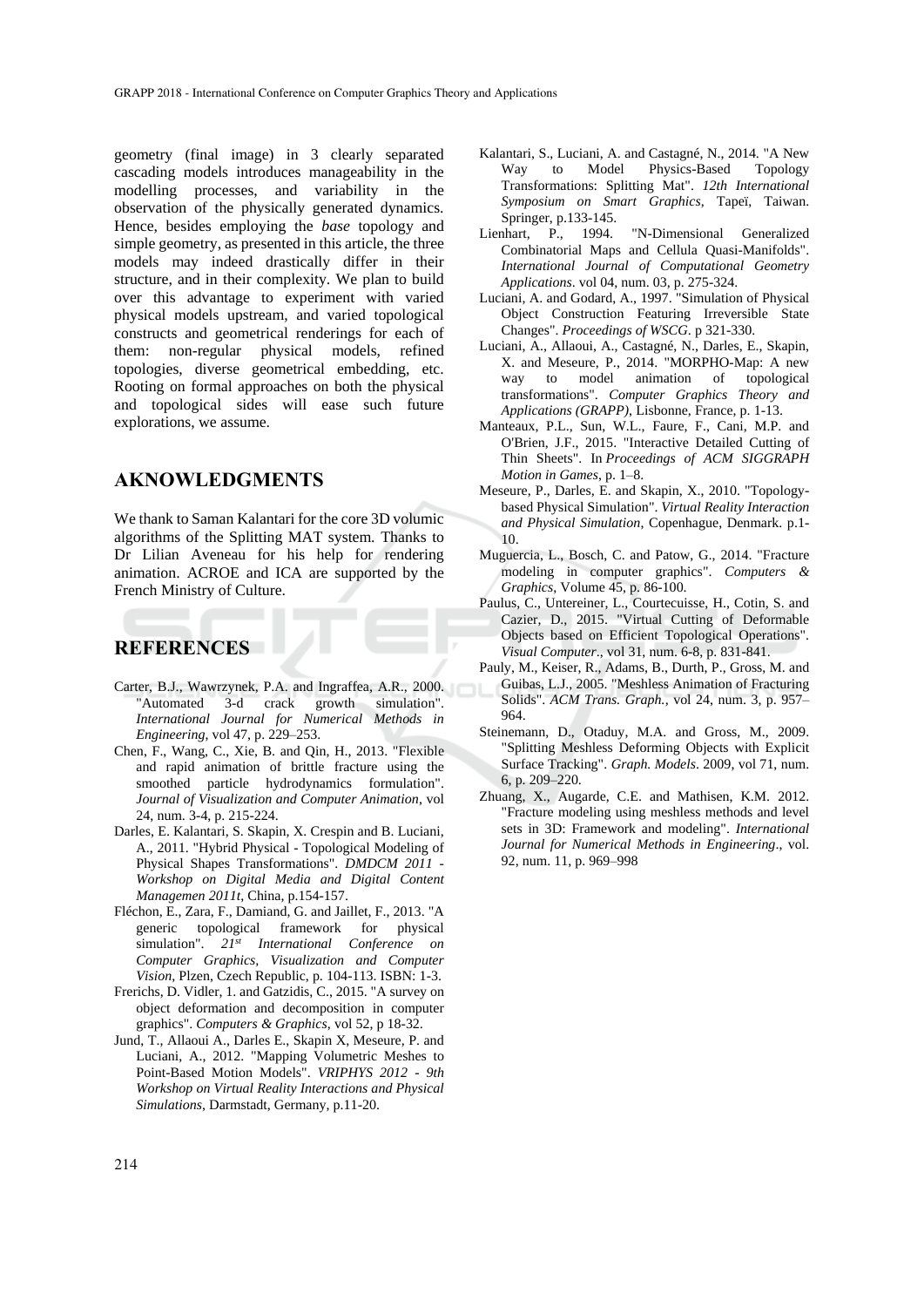geometry (final image) in 3 clearly separated cascading models introduces manageability in the modelling processes, and variability in the observation of the physically generated dynamics. Hence, besides employing the *base* topology and simple geometry, as presented in this article, the three models may indeed drastically differ in their structure, and in their complexity. We plan to build over this advantage to experiment with varied physical models upstream, and varied topological constructs and geometrical renderings for each of them: non-regular physical models, refined topologies, diverse geometrical embedding, etc. Rooting on formal approaches on both the physical and topological sides will ease such future explorations, we assume.

## AKNOWLEDGMENTS

We thank to Saman Kalantari for the core 3D volumic algorithms of the Splitting MAT system. Thanks to Dr Lilian Aveneau for his help for rendering animation. ACROE and ICA are supported by the French Ministry of Culture.

## REFERENCES

Carter, B.J., Wawrzynek, P.A. and Ingraffea, A.R., 2000. "Automated 3-d crack growth simulation". *International Journal for Numerical Methods in Engineering*, vol 47, p. 229–253.

Chen, F., Wang, C., Xie, B. and Qin, H., 2013. "Flexible and rapid animation of brittle fracture using the smoothed particle hydrodynamics formulation". *Journal of Visualization and Computer Animation*, vol 24, num. 3-4, p. 215-224.

Darles, E. Kalantari, S. Skapin, X. Crespin and B. Luciani, A., 2011. "Hybrid Physical - Topological Modeling of Physical Shapes Transformations". *DMDCM 2011 - Workshop on Digital Media and Digital Content Managemen 2011t*, China, p.154-157.

Fléchon, E., Zara, F., Damiand, G. and Jaillet, F., 2013. "A generic topological framework for physical simulation". *21st International Conference on Computer Graphics, Visualization and Computer Vision*, Plzen, Czech Republic, p. 104-113. ISBN: 1-3.

Frerichs, D. Vidler, 1. and Gatzidis, C., 2015. "A survey on object deformation and decomposition in computer graphics". *Computers & Graphics*, vol 52, p 18-32.

Jund, T., Allaoui A., Darles E., Skapin X, Meseure, P. and Luciani, A., 2012. "Mapping Volumetric Meshes to Point-Based Motion Models". *VRIPHYS 2012 - 9th Workshop on Virtual Reality Interactions and Physical Simulations*, Darmstadt, Germany, p.11-20.

Kalantari, S., Luciani, A. and Castagné, N., 2014. "A New Way to Model Physics-Based Topology Transformations: Splitting Mat". *12th International Symposium on Smart Graphics*, Tapeï, Taiwan. Springer, p.133-145.

Lienhart, P., 1994. "N-Dimensional Generalized Combinatorial Maps and Cellula Quasi-Manifolds". *International Journal of Computational Geometry Applications*. vol 04, num. 03, p. 275-324.

Luciani, A. and Godard, A., 1997. "Simulation of Physical Object Construction Featuring Irreversible State Changes". *Proceedings of WSCG*. p 321-330.

Luciani, A., Allaoui, A., Castagné, N., Darles, E., Skapin, X. and Meseure, P., 2014. "MORPHO-Map: A new way to model animation of topological transformations". *Computer Graphics Theory and Applications (GRAPP)*, Lisbonne, France, p. 1-13.

Manteaux, P.L., Sun, W.L., Faure, F., Cani, M.P. and O'Brien, J.F., 2015. "Interactive Detailed Cutting of Thin Sheets". In *Proceedings of ACM SIGGRAPH Motion in Games*, p. 1–8.

Meseure, P., Darles, E. and Skapin, X., 2010. "Topology-based Physical Simulation". *Virtual Reality Interaction and Physical Simulation*, Copenhague, Denmark. p.1-10.

Muguercia, L., Bosch, C. and Patow, G., 2014. "Fracture modeling in computer graphics". *Computers & Graphics*, Volume 45, p. 86-100.

Paulus, C., Untereiner, L., Courtecuisse, H., Cotin, S. and Cazier, D., 2015. "Virtual Cutting of Deformable Objects based on Efficient Topological Operations". *Visual Computer.*, vol 31, num. 6-8, p. 831-841.

Pauly, M., Keiser, R., Adams, B., Durth, P., Gross, M. and Guibas, L.J., 2005. "Meshless Animation of Fracturing Solids". *ACM Trans. Graph.*, vol 24, num. 3, p. 957–964.

Steinemann, D., Otaduy, M.A. and Gross, M., 2009. "Splitting Meshless Deforming Objects with Explicit Surface Tracking". *Graph. Models*. 2009, vol 71, num. 6, p. 209–220.

Zhuang, X., Augarde, C.E. and Mathisen, K.M. 2012. "Fracture modeling using meshless methods and level sets in 3D: Framework and modeling". *International Journal for Numerical Methods in Engineering*., vol. 92, num. 11, p. 969–998